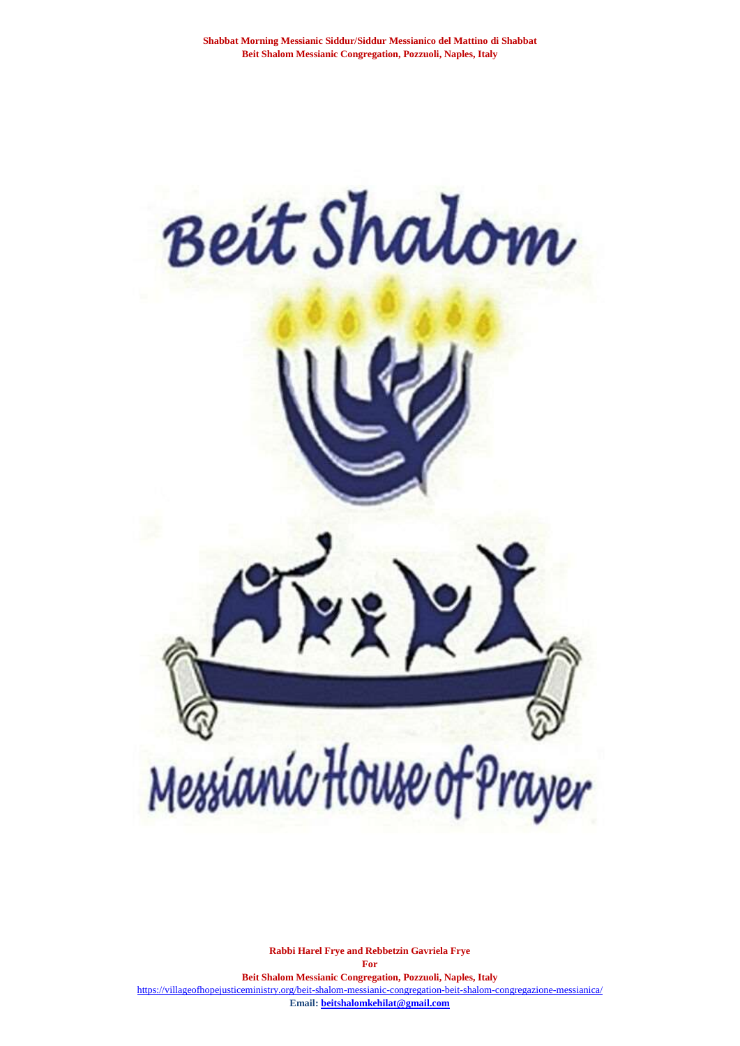**Shabbat Morning Messianic Siddur/Siddur Messianico del Mattino di Shabbat**
**Beit Shalom Messianic Congregation, Pozzuoli, Naples, Italy**

# Beit Shalom

## Messianic House of Prayer

**Rabbi Harel Frye and Rebbetzin Gavriela Frye**
**For**
**Beit Shalom Messianic Congregation, Pozzuoli, Naples, Italy**
https://villageofhopejusticeministry.org/beit-shalom-messianic-congregation-beit-shalom-congregazione-messianica/
**Email: beitshalomkehilat@gmail.com**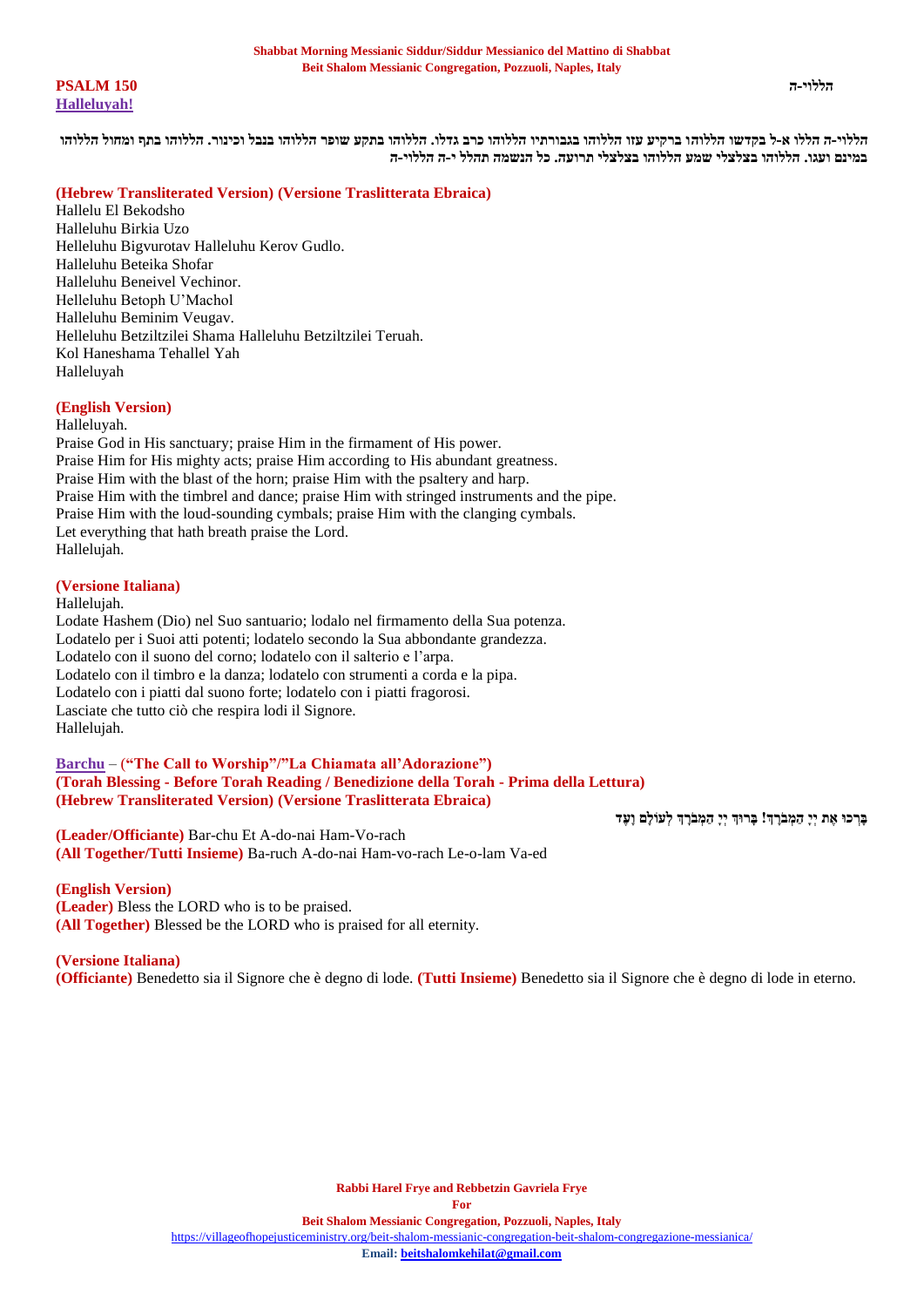**PSALM 150** הללוי-ה
**Halleluyah!**

**הללוי-ה הללו א-ל בקדשו הללוהו ברקיע עזו הללוהו בגבורתיו הללוהו כרב גדלו. הללוהו בתקע שופר הללוהו בנבל וכינור. הללוהו בתף ומחול הללוהו במינם ועגו. הללוהו בצלצלי שמע הללוהו בצלצלי תרועה. כל הנשמה תהלל י-ה הללוי-ה**

**(Hebrew Transliterated Version) (Versione Traslitterata Ebraica)**
Hallelu El Bekodsho
Halleluhu Birkia Uzo
Helleluhu Bigvurotav Halleluhu Kerov Gudlo.
Halleluhu Beteika Shofar
Halleluhu Beneivel Vechinor.
Helleluhu Betoph U'Machol
Halleluhu Beminim Veugav.
Helleluhu Betziltzilei Shama Halleluhu Betziltzilei Teruah.
Kol Haneshama Tehallel Yah
Halleluyah

**(English Version)**
Halleluyah.
Praise God in His sanctuary; praise Him in the firmament of His power.
Praise Him for His mighty acts; praise Him according to His abundant greatness.
Praise Him with the blast of the horn; praise Him with the psaltery and harp.
Praise Him with the timbrel and dance; praise Him with stringed instruments and the pipe.
Praise Him with the loud-sounding cymbals; praise Him with the clanging cymbals.
Let everything that hath breath praise the Lord.
Hallelujah.

**(Versione Italiana)**
Hallelujah.
Lodate Hashem (Dio) nel Suo santuario; lodalo nel firmamento della Sua potenza.
Lodatelo per i Suoi atti potenti; lodatelo secondo la Sua abbondante grandezza.
Lodatelo con il suono del corno; lodatelo con il salterio e l'arpa.
Lodatelo con il timbro e la danza; lodatelo con strumenti a corda e la pipa.
Lodatelo con i piatti dal suono forte; lodatelo con i piatti fragorosi.
Lasciate che tutto ciò che respira lodi il Signore.
Hallelujah.

**Barchu – ("The Call to Worship"/"La Chiamata all'Adorazione")**
**(Torah Blessing - Before Torah Reading / Benedizione della Torah - Prima della Lettura)**
**(Hebrew Transliterated Version) (Versione Traslitterata Ebraica)**

בָּרְכוּ אֶת יְיָ הַמְּבֹרָךְ! בָּרוּךְ יְיָ הַמְּבֹרָךְ לְעוֹלָם וָעֶד

**(Leader/Officiante)** Bar-chu Et A-do-nai Ham-Vo-rach
**(All Together/Tutti Insieme)** Ba-ruch A-do-nai Ham-vo-rach Le-o-lam Va-ed

**(English Version)**
**(Leader)** Bless the LORD who is to be praised.
**(All Together)** Blessed be the LORD who is praised for all eternity.

**(Versione Italiana)**
**(Officiante)** Benedetto sia il Signore che è degno di lode. **(Tutti Insieme)** Benedetto sia il Signore che è degno di lode in eterno.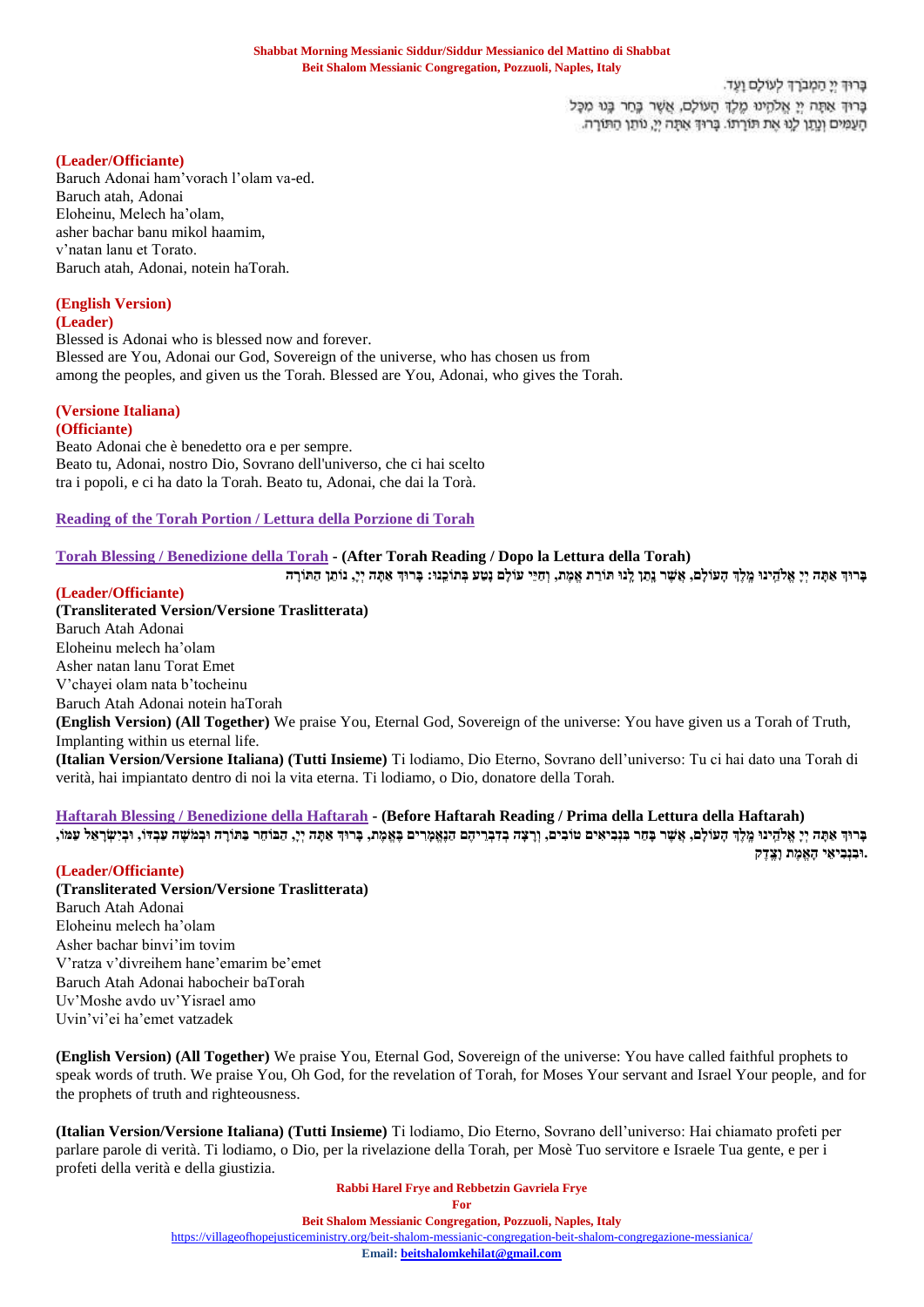בָּרוּךְ יְיָ הַמְבֹרָךְ לְעוֹלָם וָעֶד.
בָּרוּךְ אַתָּה יְיָ אֱלֹהֵינוּ מֶלֶךְ הָעוֹלָם, אֲשֶׁר בָּחַר בָּנוּ מִכָּל הָעַמִּים וְנָתַן לָנוּ אֶת תּוֹרָתוֹ. בָּרוּךְ אַתָּה יְיָ, נוֹתֵן הַתּוֹרָה.

**(Leader/Officiante)**

Baruch Adonai ham'vorach l'olam va-ed.
Baruch atah, Adonai
Eloheinu, Melech ha'olam,
asher bachar banu mikol haamim,
v'natan lanu et Torato.
Baruch atah, Adonai, notein haTorah.

**(English Version)**

**(Leader)**

Blessed is Adonai who is blessed now and forever.
Blessed are You, Adonai our God, Sovereign of the universe, who has chosen us from among the peoples, and given us the Torah. Blessed are You, Adonai, who gives the Torah.

**(Versione Italiana)**

**(Officiante)**

Beato Adonai che è benedetto ora e per sempre.
Beato tu, Adonai, nostro Dio, Sovrano dell'universo, che ci hai scelto tra i popoli, e ci ha dato la Torah. Beato tu, Adonai, che dai la Torà.

## Reading of the Torah Portion / Lettura della Porzione di Torah

### Torah Blessing / Benedizione della Torah - (After Torah Reading / Dopo la Lettura della Torah)

בָּרוּךְ אַתָּה יְיָ אֱלֹהֵינוּ מֶלֶךְ הָעוֹלָם, אֲשֶׁר נָתַן לָנוּ תּוֹרַת אֱמֶת, וְחַיֵּי עוֹלָם נָטַע בְּתוֹכֵנוּ: בָּרוּךְ אַתָּה יְיָ, נוֹתֵן הַתּוֹרָה

**(Leader/Officiante)**

**(Transliterated Version/Versione Traslitterata)**

Baruch Atah Adonai
Eloheinu melech ha'olam
Asher natan lanu Torat Emet
V'chayei olam nata b'tocheinu
Baruch Atah Adonai notein haTorah

**(English Version) (All Together)** We praise You, Eternal God, Sovereign of the universe: You have given us a Torah of Truth, Implanting within us eternal life.

**(Italian Version/Versione Italiana) (Tutti Insieme)** Ti lodiamo, Dio Eterno, Sovrano dell'universo: Tu ci hai dato una Torah di verità, hai impiantato dentro di noi la vita eterna. Ti lodiamo, o Dio, donatore della Torah.

### Haftarah Blessing / Benedizione della Haftarah - (Before Haftarah Reading / Prima della Lettura della Haftarah)

בָּרוּךְ אַתָּה יְיָ אֱלֹהֵינוּ מֶלֶךְ הָעוֹלָם, אֲשֶׁר בָּחַר בִּנְבִיאִים טוֹבִים, וְרָצָה בְדִבְרֵיהֶם הַנֶּאֱמָרִים בֶּאֱמֶת. בָּרוּךְ אַתָּה יְיָ, הַבּוֹחֵר בַּתּוֹרָה וּבְמֹשֶׁה עַבְדּוֹ, וּבְיִשְׂרָאֵל עַמּוֹ, וּבִנְבִיאֵי הָאֱמֶת וָצֶדֶק.

**(Leader/Officiante)**

**(Transliterated Version/Versione Traslitterata)**

Baruch Atah Adonai
Eloheinu melech ha'olam
Asher bachar binvi'im tovim
V'ratza v'divreihem hane'emarim be'emet
Baruch Atah Adonai habocheir baTorah
Uv'Moshe avdo uv'Yisrael amo
Uvin'vi'ei ha'emet vatzadek

**(English Version) (All Together)** We praise You, Eternal God, Sovereign of the universe: You have called faithful prophets to speak words of truth. We praise You, Oh God, for the revelation of Torah, for Moses Your servant and Israel Your people, and for the prophets of truth and righteousness.

**(Italian Version/Versione Italiana) (Tutti Insieme)** Ti lodiamo, Dio Eterno, Sovrano dell'universo: Hai chiamato profeti per parlare parole di verità. Ti lodiamo, o Dio, per la rivelazione della Torah, per Mosè Tuo servitore e Israele Tua gente, e per i profeti della verità e della giustizia.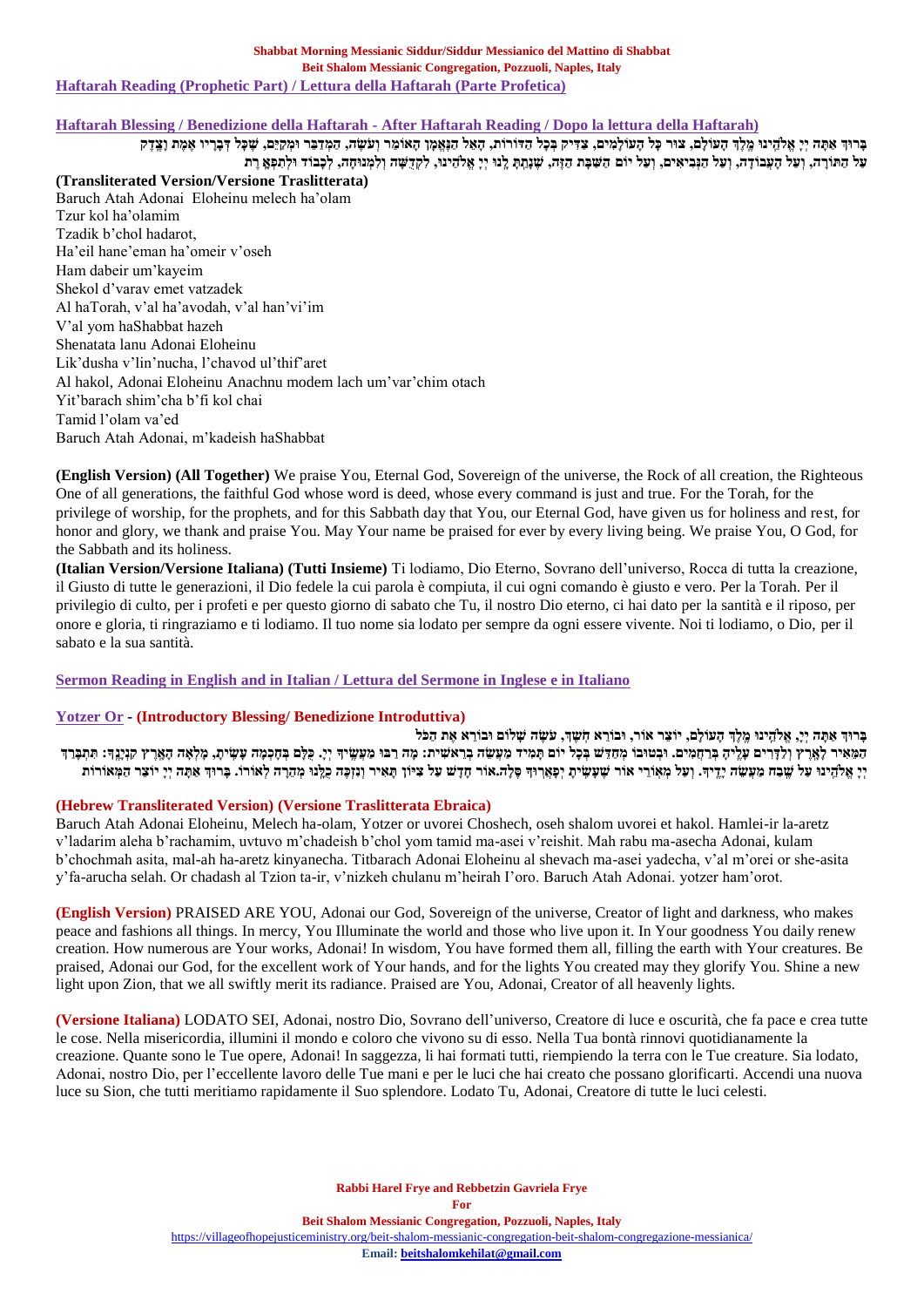## Haftarah Reading (Prophetic Part) / Lettura della Haftarah (Parte Profetica)

### Haftarah Blessing / Benedizione della Haftarah - After Haftarah Reading / Dopo la lettura della Haftarah)

בָּרוּךְ אַתָּה יְיָ אֱלֹהֵינוּ מֶלֶךְ הָעוֹלָם, צוּר כָּל הָעוֹלָמִים, צַדִּיק בְּכָל הַדּוֹרוֹת, הָאֵל הַנֶּאֱמָן הָאוֹמֵר וְעֹשֶׂה, הַמְדַבֵּר וּמְקַיֵּם, שֶׁכָּל דְּבָרָיו אֱמֶת וָצֶדֶק
עַל הַתּוֹרָה, וְעַל הָעֲבוֹדָה, וְעַל הַנְּבִיאִים, וְעַל יוֹם הַשַּׁבָּת הַזֶּה, שֶׁנָּתַתָּ לָּנוּ יְיָ אֱלֹהֵינוּ, לִקְדֻשָּׁה וְלִמְנוּחָה, לְכָבוֹד וּלְתִפְאָרֶת

**(Transliterated Version/Versione Traslitterata)**

Baruch Atah Adonai Eloheinu melech ha'olam
Tzur kol ha'olamim
Tzadik b'chol hadarot,
Ha'eil hane'eman ha'omeir v'oseh
Ham dabeir um'kayeim
Shekol d'varav emet vatzadek
Al haTorah, v'al ha'avodah, v'al han'vi'im
V'al yom haShabbat hazeh
Shenatata lanu Adonai Eloheinu
Lik'dusha v'lin'nucha, l'chavod ul'thif'aret
Al hakol, Adonai Eloheinu Anachnu modem lach um'var'chim otach
Yit'barach shim'cha b'fi kol chai
Tamid l'olam va'ed
Baruch Atah Adonai, m'kadeish haShabbat

**(English Version) (All Together)** We praise You, Eternal God, Sovereign of the universe, the Rock of all creation, the Righteous One of all generations, the faithful God whose word is deed, whose every command is just and true. For the Torah, for the privilege of worship, for the prophets, and for this Sabbath day that You, our Eternal God, have given us for holiness and rest, for honor and glory, we thank and praise You. May Your name be praised for ever by every living being. We praise You, O God, for the Sabbath and its holiness.

**(Italian Version/Versione Italiana) (Tutti Insieme)** Ti lodiamo, Dio Eterno, Sovrano dell'universo, Rocca di tutta la creazione, il Giusto di tutte le generazioni, il Dio fedele la cui parola è compiuta, il cui ogni comando è giusto e vero. Per la Torah. Per il privilegio di culto, per i profeti e per questo giorno di sabato che Tu, il nostro Dio eterno, ci hai dato per la santità e il riposo, per onore e gloria, ti ringraziamo e ti lodiamo. Il tuo nome sia lodato per sempre da ogni essere vivente. Noi ti lodiamo, o Dio, per il sabato e la sua santità.

## Sermon Reading in English and in Italian / Lettura del Sermone in Inglese e in Italiano

## Yotzer Or - (Introductory Blessing/ Benedizione Introduttiva)

בָּרוּךְ אַתָּה יְיָ, אֱלֹהֵינוּ מֶלֶךְ הָעוֹלָם, יוֹצֵר אוֹר, וּבוֹרֵא חֹשֶׁךְ, עֹשֶׂה שָׁלוֹם וּבוֹרֵא אֶת הַכֹּל
הַמֵּאִיר לָאָרֶץ וְלַדָּרִים עָלֶיהָ בְּרַחֲמִים. וּבְטוּבוֹ מְחַדֵּשׁ בְּכָל יוֹם תָּמִיד מַעֲשֵׂה בְרֵאשִׁית: מָה רַבּוּ מַעֲשֶׂיךָ יְיָ. כֻּלָּם בְּחָכְמָה עָשִׂיתָ, מָלְאָה הָאָרֶץ קִנְיָנֶךָ: תִּתְבָּרַךְ
יְיָ אֱלֹהֵינוּ עַל שֶׁבַח מַעֲשֵׂה יָדֶיךָ. וְעַל מְאוֹרֵי אוֹר שֶׁעָשִׂיתָ יְפָאֲרוּךָ סֶּלָה.אוֹר חָדָשׁ עַל צִיּוֹן תָּאִיר וְנִזְכֶּה כֻלָּנוּ מְהֵרָה לְאוֹרוֹ. בָּרוּךְ אַתָּה יְיָ יוֹצֵר הַמְּאוֹרוֹת

**(Hebrew Transliterated Version) (Versione Traslitterata Ebraica)**

Baruch Atah Adonai Eloheinu, Melech ha-olam, Yotzer or uvorei Choshech, oseh shalom uvorei et hakol. Hamlei-ir la-aretz v'ladarim aleha b'rachamim, uvtuvo m'chadeish b'chol yom tamid ma-asei v'reishit. Mah rabu ma-asecha Adonai, kulam b'chochmah asita, mal-ah ha-aretz kinyanecha. Titbarach Adonai Eloheinu al shevach ma-asei yadecha, v'al m'orei or she-asita y'fa-arucha selah. Or chadash al Tzion ta-ir, v'nizkeh chulanu m'heirah I'oro. Baruch Atah Adonai. yotzer ham'orot.

**(English Version)** PRAISED ARE YOU, Adonai our God, Sovereign of the universe, Creator of light and darkness, who makes peace and fashions all things. In mercy, You Illuminate the world and those who live upon it. In Your goodness You daily renew creation. How numerous are Your works, Adonai! In wisdom, You have formed them all, filling the earth with Your creatures. Be praised, Adonai our God, for the excellent work of Your hands, and for the lights You created may they glorify You. Shine a new light upon Zion, that we all swiftly merit its radiance. Praised are You, Adonai, Creator of all heavenly lights.

**(Versione Italiana)** LODATO SEI, Adonai, nostro Dio, Sovrano dell'universo, Creatore di luce e oscurità, che fa pace e crea tutte le cose. Nella misericordia, illumini il mondo e coloro che vivono su di esso. Nella Tua bontà rinnovi quotidianamente la creazione. Quante sono le Tue opere, Adonai! In saggezza, li hai formati tutti, riempiendo la terra con le Tue creature. Sia lodato, Adonai, nostro Dio, per l'eccellente lavoro delle Tue mani e per le luci che hai creato che possano glorificarti. Accendi una nuova luce su Sion, che tutti meritiamo rapidamente il Suo splendore. Lodato Tu, Adonai, Creatore di tutte le luci celesti.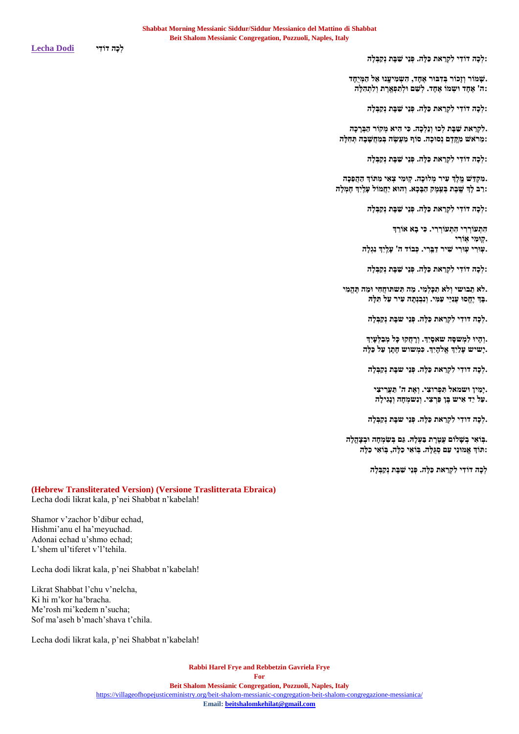**Lecha Dodi** לְכָה דוֹדִי

:לְכָה דוֹדִי לִקְרַאת כַּלָּה. פְּנֵי שַׁבָּת נְקַבְּלָה

.שָׁמוֹר וְזָכוֹר בְּדִבּוּר אֶחָד, הִשְׁמִיעָנוּ אֵל הַמְּיֻחָד
:ה' אֶחָד וּשְׁמוֹ אֶחָד. לְשֵׁם וּלְתִפְאֶרֶת וְלִתְהִלָּה

:לְכָה דוֹדִי לִקְרַאת כַּלָּה. פְּנֵי שַׁבָּת נְקַבְּלָה

.לִקְרַאת שַׁבָּת לְכוּ וְנֵלְכָה. כִּי הִיא מְקוֹר הַבְּרָכָה
:מֵרֹאשׁ מִקֶּדֶם נְסוּכָה. סוֹף מַעֲשֶׂה בְּמַחֲשָׁבָה תְּחִלָּה

:לְכָה דוֹדִי לִקְרַאת כַּלָּה. פְּנֵי שַׁבָּת נְקַבְּלָה

.מִקְדַּשׁ מֶלֶךְ עִיר מְלוּכָה. קוּמִי צְאִי מִתּוֹךְ הַהֲפֵכָה
:רַב לָךְ שֶׁבֶת בְּעֵמֶק הַבָּכָא. וְהוּא יַחֲמוֹל עָלַיִךְ חֶמְלָה

:לְכָה דוֹדִי לִקְרַאת כַּלָּה. פְּנֵי שַׁבָּת נְקַבְּלָה

הִתְעוֹרְרִי הִתְעוֹרְרִי. כִּי בָא אוֹרֵךְ
.קוּמִי אוֹרִי
.עוּרִי עוּרִי שִׁיר דַּבֵּרִי. כְּבוֹד ה' עָלַיִךְ נִגְלָה

:לְכָה דוֹדִי לִקְרַאת כַּלָּה. פְּנֵי שַׁבָּת נְקַבְּלָה

.לֹא תֵבוֹשִׁי וְלֹא תִכָּלְמִי. מַה תִּשְׁתּוֹחֲחִי וּמַה תֶּהֱמִי
.בָּךְ יֶחֱסוּ עֲנִיֵּי עַמִּי. וְנִבְנְתָה עִיר עַל תִּלָּהּ

.לְכָה דוֹדִי לִקְרַאת כַּלָּה. פְּנֵי שַׁבָּת נְקַבְּלָה

.וְהָיוּ לִמְשִׁסָּה שֹׁאסָיִךְ. וְרָחֲקוּ כָּל מְבַלְּעָיִךְ
.יָשִׂישׂ עָלַיִךְ אֱלֹהָיִךְ. כִּמְשׂוֹשׂ חָתָן עַל כַּלָּה

.לְכָה דוֹדִי לִקְרַאת כַּלָּה. פְּנֵי שַׁבָּת נְקַבְּלָה

.יָמִין וּשְׂמֹאל תִּפְרוֹצִי. וְאֶת ה' תַּעֲרִיצִי
.עַל יַד אִישׁ בֶּן פַּרְצִי. וְנִשְׂמְחָה וְנָגִילָה

.לְכָה דוֹדִי לִקְרַאת כַּלָּה. פְּנֵי שַׁבָּת נְקַבְּלָה

.בּוֹאִי בְשָׁלוֹם עֲטֶרֶת בַּעְלָהּ. גַּם בְּשִׂמְחָה וּבְצָהֳלָה
:תּוֹךְ אֱמוּנֵי עַם סְגֻלָּה. בּוֹאִי כַלָּה, בּוֹאִי כַלָּה

לְכָה דוֹדִי לִקְרַאת כַּלָּה. פְּנֵי שַׁבָּת נְקַבְּלָה

**(Hebrew Transliterated Version) (Versione Traslitterata Ebraica)**

Lecha dodi likrat kala, p'nei Shabbat n'kabelah!

Shamor v'zachor b'dibur echad,
Hishmi'anu el ha'meyuchad.
Adonai echad u'shmo echad;
L'shem ul'tiferet v'l'tehila.

Lecha dodi likrat kala, p'nei Shabbat n'kabelah!

Likrat Shabbat l'chu v'nelcha,
Ki hi m'kor ha'bracha.
Me'rosh mi'kedem n'sucha;
Sof ma'aseh b'mach'shava t'chila.

Lecha dodi likrat kala, p'nei Shabbat n'kabelah!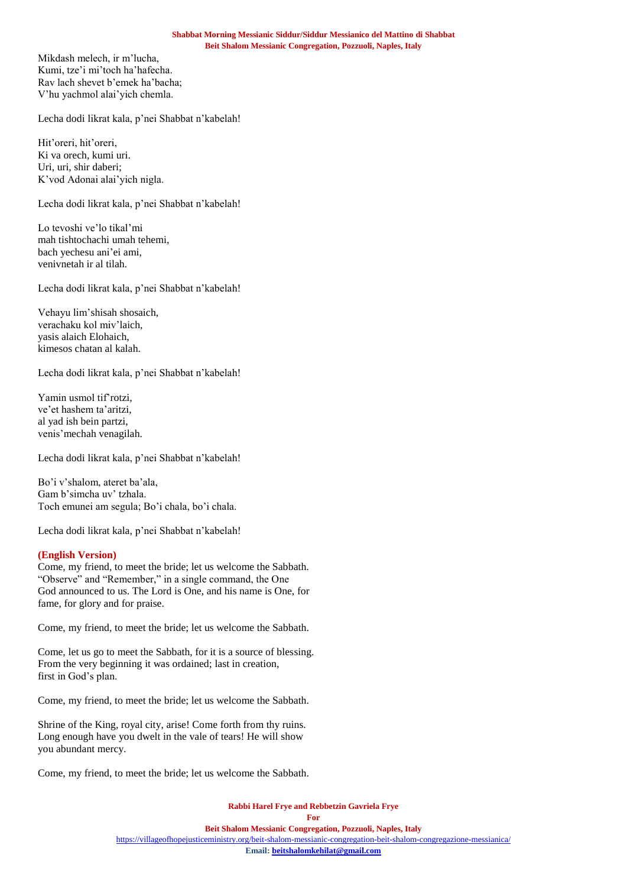Mikdash melech, ir m'lucha,
Kumi, tze'i mi'toch ha'hafecha.
Rav lach shevet b'emek ha'bacha;
V'hu yachmol alai'yich chemla.

Lecha dodi likrat kala, p'nei Shabbat n'kabelah!

Hit'oreri, hit'oreri,
Ki va orech, kumi uri.
Uri, uri, shir daberi;
K'vod Adonai alai'yich nigla.

Lecha dodi likrat kala, p'nei Shabbat n'kabelah!

Lo tevoshi ve'lo tikal'mi
mah tishtochachi umah tehemi,
bach yechesu ani'ei ami,
venivnetah ir al tilah.

Lecha dodi likrat kala, p'nei Shabbat n'kabelah!

Vehayu lim'shisah shosaich,
verachaku kol miv'laich,
yasis alaich Elohaich,
kimesos chatan al kalah.

Lecha dodi likrat kala, p'nei Shabbat n'kabelah!

Yamin usmol tif'rotzi,
ve'et hashem ta'aritzi,
al yad ish bein partzi,
venis'mechah venagilah.

Lecha dodi likrat kala, p'nei Shabbat n'kabelah!

Bo'i v'shalom, ateret ba'ala,
Gam b'simcha uv' tzhala.
Toch emunei am segula; Bo'i chala, bo'i chala.

Lecha dodi likrat kala, p'nei Shabbat n'kabelah!

**(English Version)**

Come, my friend, to meet the bride; let us welcome the Sabbath.
"Observe" and "Remember," in a single command, the One
God announced to us. The Lord is One, and his name is One, for
fame, for glory and for praise.

Come, my friend, to meet the bride; let us welcome the Sabbath.

Come, let us go to meet the Sabbath, for it is a source of blessing.
From the very beginning it was ordained; last in creation,
first in God's plan.

Come, my friend, to meet the bride; let us welcome the Sabbath.

Shrine of the King, royal city, arise! Come forth from thy ruins.
Long enough have you dwelt in the vale of tears! He will show
you abundant mercy.

Come, my friend, to meet the bride; let us welcome the Sabbath.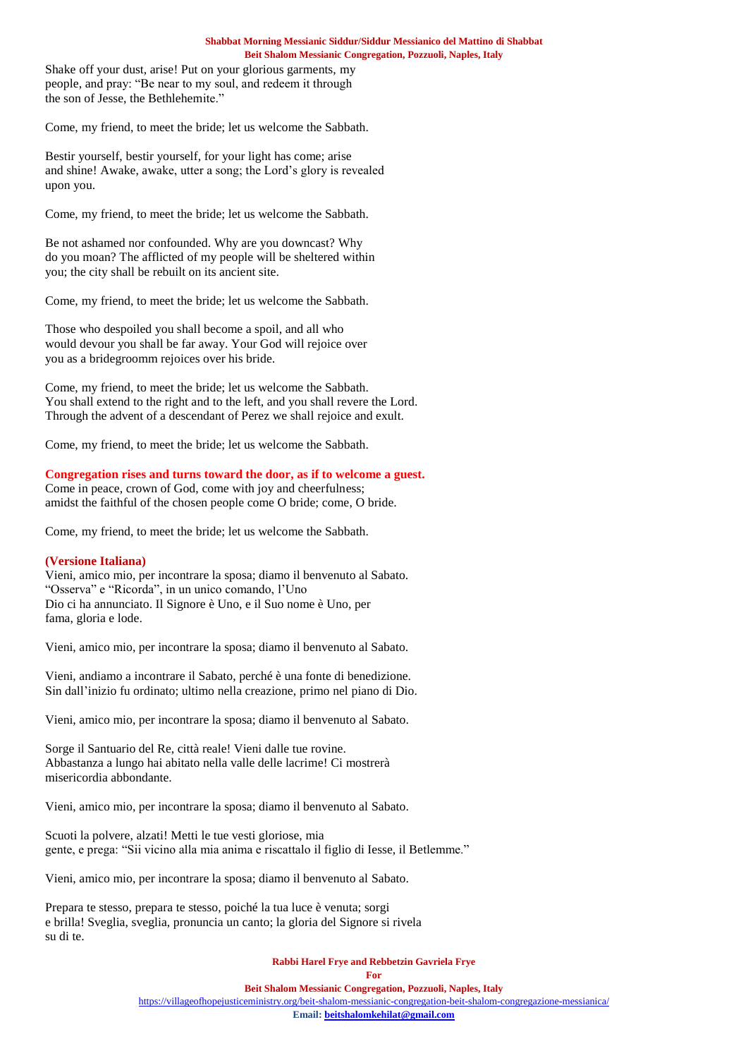Shake off your dust, arise! Put on your glorious garments, my
people, and pray: "Be near to my soul, and redeem it through
the son of Jesse, the Bethlehemite."

Come, my friend, to meet the bride; let us welcome the Sabbath.

Bestir yourself, bestir yourself, for your light has come; arise
and shine! Awake, awake, utter a song; the Lord's glory is revealed
upon you.

Come, my friend, to meet the bride; let us welcome the Sabbath.

Be not ashamed nor confounded. Why are you downcast? Why
do you moan? The afflicted of my people will be sheltered within
you; the city shall be rebuilt on its ancient site.

Come, my friend, to meet the bride; let us welcome the Sabbath.

Those who despoiled you shall become a spoil, and all who
would devour you shall be far away. Your God will rejoice over
you as a bridegroomm rejoices over his bride.

Come, my friend, to meet the bride; let us welcome the Sabbath.
You shall extend to the right and to the left, and you shall revere the Lord.
Through the advent of a descendant of Perez we shall rejoice and exult.

Come, my friend, to meet the bride; let us welcome the Sabbath.

**Congregation rises and turns toward the door, as if to welcome a guest.**
Come in peace, crown of God, come with joy and cheerfulness;
amidst the faithful of the chosen people come O bride; come, O bride.

Come, my friend, to meet the bride; let us welcome the Sabbath.

**(Versione Italiana)**
Vieni, amico mio, per incontrare la sposa; diamo il benvenuto al Sabato.
"Osserva" e "Ricorda", in un unico comando, l'Uno
Dio ci ha annunciato. Il Signore è Uno, e il Suo nome è Uno, per
fama, gloria e lode.

Vieni, amico mio, per incontrare la sposa; diamo il benvenuto al Sabato.

Vieni, andiamo a incontrare il Sabato, perché è una fonte di benedizione.
Sin dall'inizio fu ordinato; ultimo nella creazione, primo nel piano di Dio.

Vieni, amico mio, per incontrare la sposa; diamo il benvenuto al Sabato.

Sorge il Santuario del Re, città reale! Vieni dalle tue rovine.
Abbastanza a lungo hai abitato nella valle delle lacrime! Ci mostrerà
misericordia abbondante.

Vieni, amico mio, per incontrare la sposa; diamo il benvenuto al Sabato.

Scuoti la polvere, alzati! Metti le tue vesti gloriose, mia
gente, e prega: "Sii vicino alla mia anima e riscattalo il figlio di Iesse, il Betlemme."

Vieni, amico mio, per incontrare la sposa; diamo il benvenuto al Sabato.

Prepara te stesso, prepara te stesso, poiché la tua luce è venuta; sorgi
e brilla! Sveglia, sveglia, pronuncia un canto; la gloria del Signore si rivela
su di te.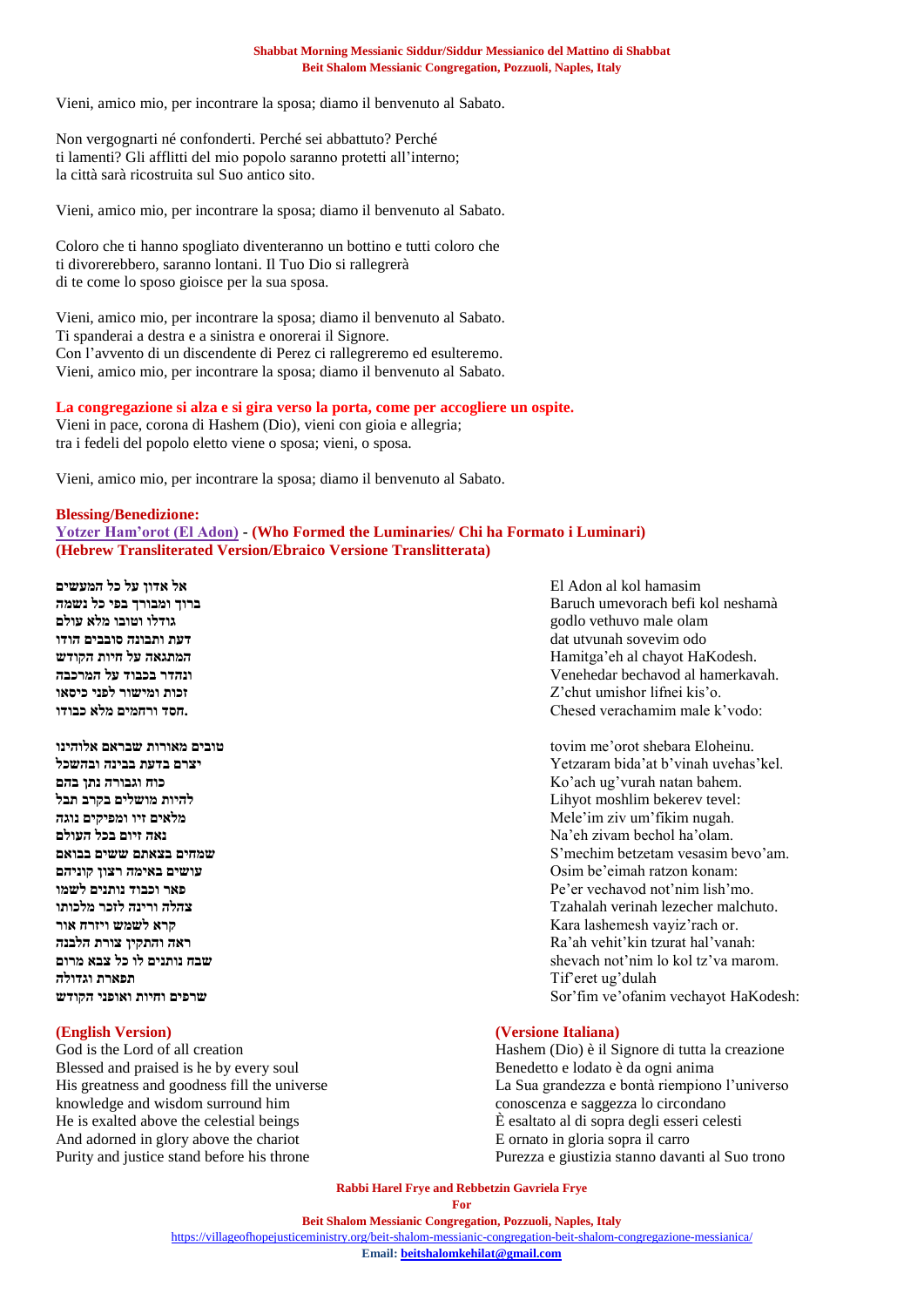Vieni, amico mio, per incontrare la sposa; diamo il benvenuto al Sabato.

Non vergognarti né confonderti. Perché sei abbattuto? Perché
ti lamenti? Gli afflitti del mio popolo saranno protetti all'interno;
la città sarà ricostruita sul Suo antico sito.

Vieni, amico mio, per incontrare la sposa; diamo il benvenuto al Sabato.

Coloro che ti hanno spogliato diventeranno un bottino e tutti coloro che
ti divorerebbero, saranno lontani. Il Tuo Dio si rallegrerà
di te come lo sposo gioisce per la sua sposa.

Vieni, amico mio, per incontrare la sposa; diamo il benvenuto al Sabato.
Ti spanderai a destra e a sinistra e onorerai il Signore.
Con l'avvento di un discendente di Perez ci rallegreremo ed esulteremo.
Vieni, amico mio, per incontrare la sposa; diamo il benvenuto al Sabato.

**La congregazione si alza e si gira verso la porta, come per accogliere un ospite.**
Vieni in pace, corona di Hashem (Dio), vieni con gioia e allegria;
tra i fedeli del popolo eletto viene o sposa; vieni, o sposa.

Vieni, amico mio, per incontrare la sposa; diamo il benvenuto al Sabato.

**Blessing/Benedizione:**
**Yotzer Ham'orot (El Adon) - (Who Formed the Luminaries/ Chi ha Formato i Luminari)**
**(Hebrew Transliterated Version/Ebraico Versione Translitterata)**

אל אדון על כל המעשים
ברוך ומבורך בפי כל נשמה
גודלו וטובו מלא עולם
דעת ותבונה סובבים הודו
המתגאה על חיות הקודש
ונהדר בכבוד על המרכבה
זכות ומישור לפני כיסאו
חסד ורחמים מלא כבודו.

טובים מאורות שבראם אלוהינו
יצרם בדעת בבינה ובהשכל
כוח וגבורה נתן בהם
להיות מושלים בקרב תבל
מלאים זיו ומפיקים נוגה
נאה זיום בכל העולם
שמחים בצאתם ששים בבואם
עושים באימה רצון קוניהם
פאר וכבוד נותנים לשמו
צהלה ורינה לזכר מלכותו
קרא לשמש ויזרח אור
ראה והתקין צורת הלבנה
שבח נותנים לו כל צבא מרום
תפארת וגדולה
שרפים וחיות ואופני הקודש

El Adon al kol hamasim
Baruch umevorach befi kol neshamà
godlo vethuvo male olam
dat utvunah sovevim odo
Hamitga'eh al chayot HaKodesh.
Venehedar bechavod al hamerkavah.
Z'chut umishor lifnei kis'o.
Chesed verachamim male k'vodo:

tovim me'orot shebara Eloheinu.
Yetzaram bida'at b'vinah uvehas'kel.
Ko'ach ug'vurah natan bahem.
Lihyot moshlim bekerev tevel:
Mele'im ziv um'fikim nugah.
Na'eh zivam bechol ha'olam.
S'mechim betzetam vesasim bevo'am.
Osim be'eimah ratzon konam:
Pe'er vechavod not'nim lish'mo.
Tzahalah verinah lezecher malchuto.
Kara lashemesh vayiz'rach or.
Ra'ah vehit'kin tzurat hal'vanah:
shevach not'nim lo kol tz'va marom.
Tif'eret ug'dulah
Sor'fim ve'ofanim vechayot HaKodesh:

**(English Version)**
God is the Lord of all creation
Blessed and praised is he by every soul
His greatness and goodness fill the universe
knowledge and wisdom surround him
He is exalted above the celestial beings
And adorned in glory above the chariot
Purity and justice stand before his throne

**(Versione Italiana)**
Hashem (Dio) è il Signore di tutta la creazione
Benedetto e lodato è da ogni anima
La Sua grandezza e bontà riempiono l'universo
conoscenza e saggezza lo circondano
È esaltato al di sopra degli esseri celesti
E ornato in gloria sopra il carro
Purezza e giustizia stanno davanti al Suo trono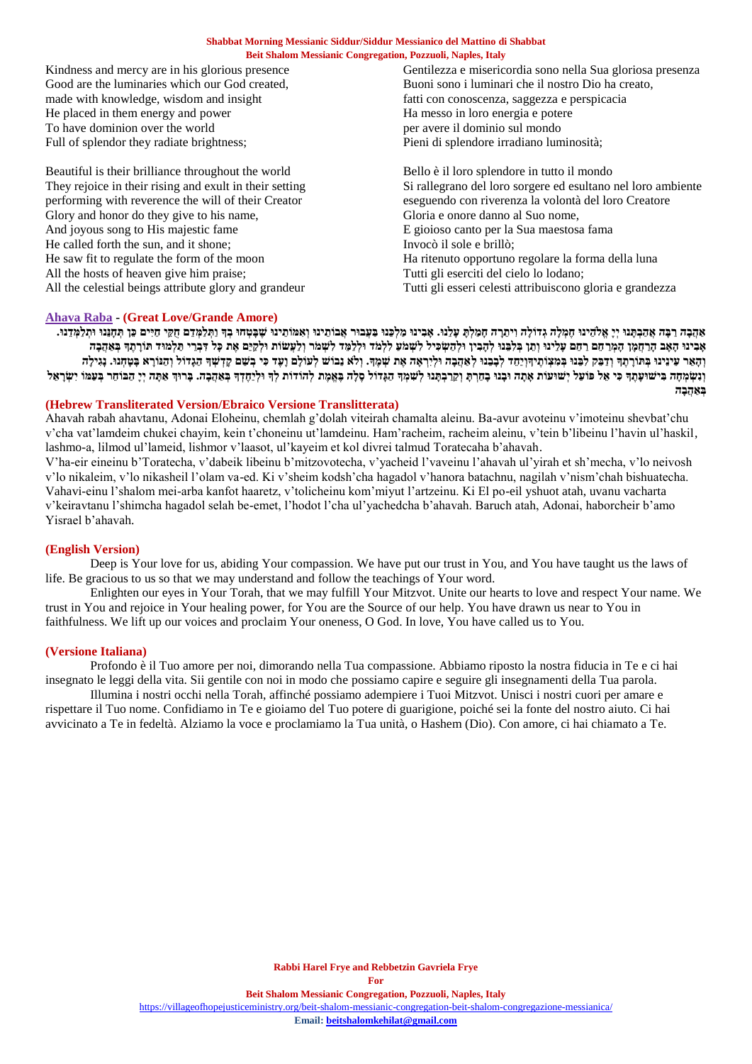Kindness and mercy are in his glorious presence
Good are the luminaries which our God created,
made with knowledge, wisdom and insight
He placed in them energy and power
To have dominion over the world
Full of splendor they radiate brightness;

Beautiful is their brilliance throughout the world
They rejoice in their rising and exult in their setting
performing with reverence the will of their Creator
Glory and honor do they give to his name,
And joyous song to His majestic fame
He called forth the sun, and it shone;
He saw fit to regulate the form of the moon
All the hosts of heaven give him praise;
All the celestial beings attribute glory and grandeur

Gentilezza e misericordia sono nella Sua gloriosa presenza
Buoni sono i luminari che il nostro Dio ha creato,
fatti con conoscenza, saggezza e perspicacia
Ha messo in loro energia e potere
per avere il dominio sul mondo
Pieni di splendore irradiano luminosità;

Bello è il loro splendore in tutto il mondo
Si rallegrano del loro sorgere ed esultano nel loro ambiente
eseguendo con riverenza la volontà del loro Creatore
Gloria e onore danno al Suo nome,
E gioioso canto per la Sua maestosa fama
Invocò il sole e brillò;
Ha ritenuto opportuno regolare la forma della luna
Tutti gli eserciti del cielo lo lodano;
Tutti gli esseri celesti attribuiscono gloria e grandezza

## Ahava Raba - (Great Love/Grande Amore)

אַהֲבָה רַבָּה אֲהַבְתָּנוּ יְיָ אֱלֹהֵינוּ חֶמְלָה גְדוֹלָה וִיתֵרָה חָמַלְתָּ עָלֵינוּ. אָבִינוּ מַלְכֵּנוּ בַּעֲבוּר אֲבוֹתֵינוּ וְאִמּוֹתֵינוּ שֶׁבָּטְחוּ בְךָ וַתְּלַמְּדֵם חֻקֵּי חַיִּים כֵּן תְּחָנֵּנוּ וּתְלַמְּדֵנוּ. אָבִינוּ הָאָב הָרַחֲמָן הַמְרַחֵם רַחֵם עָלֵינוּ וְתֵן בְּלִבֵּנוּ לְהָבִין וּלְהַשְׂכִּיל לִשְׁמֹעַ לִלְמֹד וּלְלַמֵּד לִשְׁמֹר וְלַעֲשׂוֹת וּלְקַיֵּם אֶת כָּל דִּבְרֵי תַלְמוּד תּוֹרָתֶךָ בְּאַהֲבָה וְהָאֵר עֵינֵינוּ בְּתוֹרָתֶךָ וְדַבֵּק לִבֵּנוּ בְּמִצְוֹתֶיךָ וְיַחֵד לְבָבֵנוּ לְאַהֲבָה וּלְיִרְאָה אֶת שְׁמֶךָ. וְלֹא נֵבוֹשׁ לְעוֹלָם וָעֶד כִּי בְשֵׁם קָדְשְׁךָ הַגָּדוֹל וְהַנּוֹרָא בָּטָחְנוּ. נָגִילָה וְנִשְׂמְחָה בִּישׁוּעָתֶךָ כִּי אֵל פּוֹעֵל יְשׁוּעוֹת אָתָּה וּבָנוּ בָחַרְתָּ וְקֵרַבְתָּנוּ לְשִׁמְךָ הַגָּדוֹל סֶלָה בֶּאֱמֶת לְהוֹדוֹת לְךָ וּלְיַחֶדְךָ בְּאַהֲבָה. בָּרוּךְ אַתָּה יְיָ הַבּוֹחֵר בְּעַמּוֹ יִשְׂרָאֵל בְּאַהֲבָה

### (Hebrew Transliterated Version/Ebraico Versione Transliterata)

Ahavah rabah ahavtanu, Adonai Eloheinu, chemlah g'dolah viteirah chamalta aleinu. Ba-avur avoteinu v'imoteinu shevbat'chu v'cha vat'lamdeim chukei chayim, kein t'choneinu ut'lamdeinu. Ham'racheim, racheim aleinu, v'tein b'libeinu l'havin ul'haskil, lashmo-a, lilmod ul'lameid, lishmor v'laasot, ul'kayeim et kol divrei talmud Toratecaha b'ahavah.
V'ha-eir eineinu b'Toratecha, v'dabeik libeinu b'mitzvotecha, v'yacheid l'vaveinu l'ahavah ul'yirah et sh'mecha, v'lo neivosh v'lo nikaleim, v'lo nikasheil l'olam va-ed. Ki v'sheim kodsh'cha hagadol v'hanora batachnu, nagilah v'nism'chah bishuatecha. Vahavi-einu l'shalom mei-arba kanfot haaretz, v'tolicheinu kom'miyut l'artzeinu. Ki El po-eil yshuot atah, uvanu vacharta v'keiravtanu l'shimcha hagadol selah be-emet, l'hodot l'cha ul'yachedcha b'ahavah. Baruch atah, Adonai, haborcheir b'amo Yisrael b'ahavah.

### (English Version)

Deep is Your love for us, abiding Your compassion. We have put our trust in You, and You have taught us the laws of life. Be gracious to us so that we may understand and follow the teachings of Your word.

Enlighten our eyes in Your Torah, that we may fulfill Your Mitzvot. Unite our hearts to love and respect Your name. We trust in You and rejoice in Your healing power, for You are the Source of our help. You have drawn us near to You in faithfulness. We lift up our voices and proclaim Your oneness, O God. In love, You have called us to You.

### (Versione Italiana)

Profondo è il Tuo amore per noi, dimorando nella Tua compassione. Abbiamo riposto la nostra fiducia in Te e ci hai insegnato le leggi della vita. Sii gentile con noi in modo che possiamo capire e seguire gli insegnamenti della Tua parola.

Illumina i nostri occhi nella Torah, affinché possiamo adempiere i Tuoi Mitzvot. Unisci i nostri cuori per amare e rispettare il Tuo nome. Confidiamo in Te e gioiamo del Tuo potere di guarigione, poiché sei la fonte del nostro aiuto. Ci hai avvicinato a Te in fedeltà. Alziamo la voce e proclamiamo la Tua unità, o Hashem (Dio). Con amore, ci hai chiamato a Te.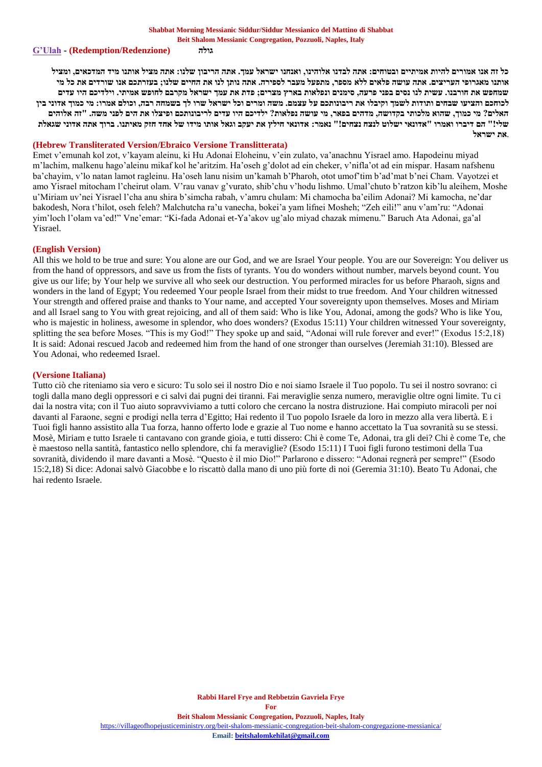## G'Ulah - (Redemption/Redenzione) גולה

כל זה אנו אומרים להיות אמיתיים ובטוחים: אתה לבדנו אלוהינו, ואנחנו ישראל עמך. אתה הריבון שלנו: אתה מציל אותנו מיד המדכאים, ומציל אותנו מאגרופי העריצים. אתה עושה פלאים ללא מספר, מתפעל מעבר לספירה. אתה נותן לנו את החיים שלנו; בעזרתכם אנו שורדים את כל מי שמחפש את חורבנו. עשית לנו נסים בפני פרעה, סימנים ונפלאות בארץ מצרים; פדת את עמך ישראל מקרבם לחופש אמיתי. וילדיכם היו עדים לכוחכם והציעו שבחים ותודות לשמך וקיבלו את ריבונותכם על עצמם. משה ומרים וכל ישראל שרו לך בשמחה רבה, וכולם אמרו: מי כמוך אדוני בין האלים? מי כמוך, שהוא מלכותי בקדושה, מדהים בפאר, מי עושה נפלאות? ילדיכם היו עדים לריבונותכם ופיצלו את הים לפני משה. "זה אלוהים שלי!" הם דיברו ואמרו "אדונאי ישלוט לנצח נצחים!" נאמר: אדונאי חילץ את יעקב וגאל אותו מידו של אחד חזק מאיתנו. ברוך אתה אדוני שגאלת את ישראל.

### (Hebrew Transliterated Version/Ebraico Versione Translitterata)

Emet v'emunah kol zot, v'kayam aleinu, ki Hu Adonai Eloheinu, v'ein zulato, va'anachnu Yisrael amo. Hapodeinu miyad m'lachim, malkenu hago'aleinu mikaf kol he'aritzim. Ha'oseh g'dolot ad ein cheker, v'nifla'ot ad ein mispar. Hasam nafshenu ba'chayim, v'lo natan lamot ragleinu. Ha'oseh lanu nisim un'kamah b'Pharoh, otot umof'tim b'ad'mat b'nei Cham. Vayotzei et amo Yisrael mitocham l'cheirut olam. V'rau vanav g'vurato, shib'chu v'hodu lishmo. Umal'chuto b'ratzon kib'lu aleihem, Moshe u'Miriam uv'nei Yisrael l'cha anu shira b'simcha rabah, v'amru chulam: Mi chamocha ba'eilim Adonai? Mi kamocha, ne'dar bakodesh, Nora t'hilot, oseh feleh? Malchutcha ra'u vanecha, bokei'a yam lifnei Mosheh; "Zeh eili!" anu v'am'ru: "Adonai yim'loch l'olam va'ed!" Vne'emar: "Ki-fada Adonai et-Ya'akov ug'alo miyad chazak mimenu." Baruch Ata Adonai, ga'al Yisrael.

### (English Version)

All this we hold to be true and sure: You alone are our God, and we are Israel Your people. You are our Sovereign: You deliver us from the hand of oppressors, and save us from the fists of tyrants. You do wonders without number, marvels beyond count. You give us our life; by Your help we survive all who seek our destruction. You performed miracles for us before Pharaoh, signs and wonders in the land of Egypt; You redeemed Your people Israel from their midst to true freedom. And Your children witnessed Your strength and offered praise and thanks to Your name, and accepted Your sovereignty upon themselves. Moses and Miriam and all Israel sang to You with great rejoicing, and all of them said: Who is like You, Adonai, among the gods? Who is like You, who is majestic in holiness, awesome in splendor, who does wonders? (Exodus 15:11) Your children witnessed Your sovereignty, splitting the sea before Moses. "This is my God!" They spoke up and said, "Adonai will rule forever and ever!" (Exodus 15:2,18) It is said: Adonai rescued Jacob and redeemed him from the hand of one stronger than ourselves (Jeremiah 31:10). Blessed are You Adonai, who redeemed Israel.

### (Versione Italiana)

Tutto ciò che riteniamo sia vero e sicuro: Tu solo sei il nostro Dio e noi siamo Israele il Tuo popolo. Tu sei il nostro sovrano: ci togli dalla mano degli oppressori e ci salvi dai pugni dei tiranni. Fai meraviglie senza numero, meraviglie oltre ogni limite. Tu ci dai la nostra vita; con il Tuo aiuto sopravviviamo a tutti coloro che cercano la nostra distruzione. Hai compiuto miracoli per noi davanti al Faraone, segni e prodigi nella terra d'Egitto; Hai redento il Tuo popolo Israele da loro in mezzo alla vera libertà. E i Tuoi figli hanno assistito alla Tua forza, hanno offerto lode e grazie al Tuo nome e hanno accettato la Tua sovranità su se stessi. Mosè, Miriam e tutto Israele ti cantavano con grande gioia, e tutti dissero: Chi è come Te, Adonai, tra gli dei? Chi è come Te, che è maestoso nella santità, fantastico nello splendore, chi fa meraviglie? (Esodo 15:11) I Tuoi figli furono testimoni della Tua sovranità, dividendo il mare davanti a Mosè. "Questo è il mio Dio!" Parlarono e dissero: "Adonai regnerà per sempre!" (Esodo 15:2,18) Si dice: Adonai salvò Giacobbe e lo riscattò dalla mano di uno più forte di noi (Geremia 31:10). Beato Tu Adonai, che hai redento Israele.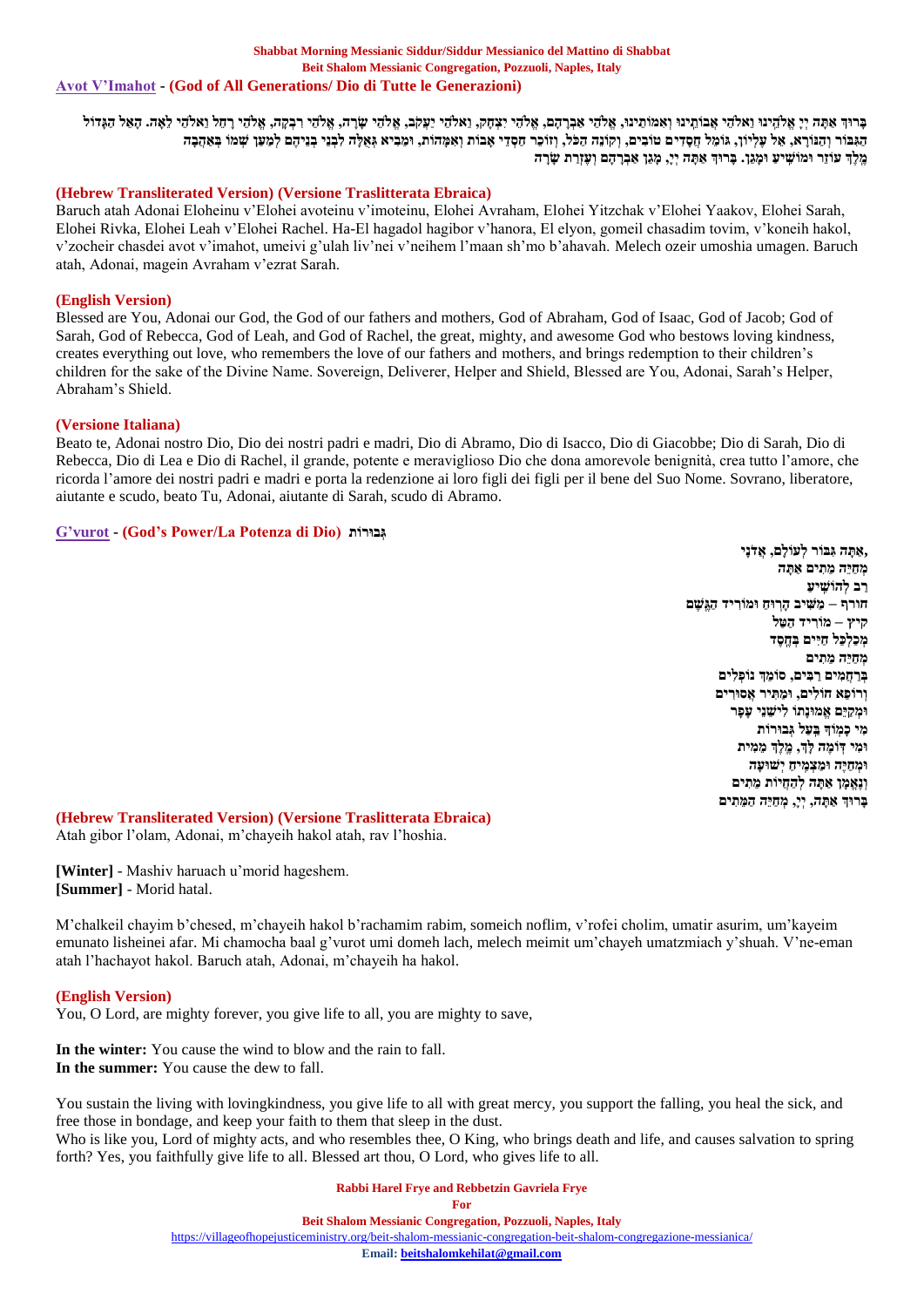## Avot V'Imahot - (God of All Generations/ Dio di Tutte le Generazioni)

בָּרוּךְ אַתָּה יְיָ אֱלֹהֵינוּ וֵאלֹהֵי אֲבוֹתֵינוּ וְאִמּוֹתֵינוּ, אֱלֹהֵי אַבְרָהָם, אֱלֹהֵי יִצְחָק, וֵאלֹהֵי יַעֲקֹב, אֱלֹהֵי שָׂרָה, אֱלֹהֵי רִבְקָה, אֱלֹהֵי רָחֵל וֵאלֹהֵי לֵאָה. הָאֵל הַגָּדוֹל הַגִּבּוֹר וְהַנּוֹרָא, אֵל עֶלְיוֹן, גּוֹמֵל חֲסָדִים טוֹבִים, וְקוֹנֵה הַכֹּל, וְזוֹכֵר חַסְדֵי אָבוֹת וְאִמָּהוֹת, וּמֵבִיא גְּאֻלָּה לִבְנֵי בְנֵיהֶם לְמַעַן שְׁמוֹ בְּאַהֲבָה מֶלֶךְ עוֹזֵר וּמוֹשִׁיעַ וּמָגֵן. בָּרוּךְ אַתָּה יְיָ, מָגֵן אַבְרָהָם וְעֶזְרַת שָׂרָה

### (Hebrew Transliterated Version) (Versione Traslitterata Ebraica)

Baruch atah Adonai Eloheinu v'Elohei avoteinu v'imoteinu, Elohei Avraham, Elohei Yitzchak v'Elohei Yaakov, Elohei Sarah, Elohei Rivka, Elohei Leah v'Elohei Rachel. Ha-El hagadol hagibor v'hanora, El elyon, gomeil chasadim tovim, v'koneih hakol, v'zocheir chasdei avot v'imahot, umeivi g'ulah liv'nei v'neihem l'maan sh'mo b'ahavah. Melech ozeir umoshia umagen. Baruch atah, Adonai, magein Avraham v'ezrat Sarah.

### (English Version)

Blessed are You, Adonai our God, the God of our fathers and mothers, God of Abraham, God of Isaac, God of Jacob; God of Sarah, God of Rebecca, God of Leah, and God of Rachel, the great, mighty, and awesome God who bestows loving kindness, creates everything out love, who remembers the love of our fathers and mothers, and brings redemption to their children's children for the sake of the Divine Name. Sovereign, Deliverer, Helper and Shield, Blessed are You, Adonai, Sarah's Helper, Abraham's Shield.

### (Versione Italiana)

Beato te, Adonai nostro Dio, Dio dei nostri padri e madri, Dio di Abramo, Dio di Isacco, Dio di Giacobbe; Dio di Sarah, Dio di Rebecca, Dio di Lea e Dio di Rachel, il grande, potente e meraviglioso Dio che dona amorevole benignità, crea tutto l'amore, che ricorda l'amore dei nostri padri e madri e porta la redenzione ai loro figli dei figli per il bene del Suo Nome. Sovrano, liberatore, aiutante e scudo, beato Tu, Adonai, aiutante di Sarah, scudo di Abramo.

## G'vurot - (God's Power/La Potenza di Dio) גְּבוּרוֹת

,אַתָּה גִּבּוֹר לְעוֹלָם, אֲדֹנָי  
מְחַיֵּה מֵתִים אַתָּה  
רַב לְהוֹשִׁיעַ  
חורף – מַשִּׁיב הָרוּחַ וּמוֹרִיד הַגָּשֶׁם  
קיץ – מוֹרִיד הַטָּל  
מְכַלְכֵּל חַיִּים בְּחֶסֶד  
מְחַיֵּה מֵתִים  
בְּרַחֲמִים רַבִּים, סוֹמֵךְ נוֹפְלִים  
וְרוֹפֵא חוֹלִים, וּמַתִּיר אֲסוּרִים  
וּמְקַיֵּם אֱמוּנָתוֹ לִישֵׁנֵי עָפָר  
מִי כָמוֹךָ בַּעַל גְּבוּרוֹת  
וּמִי דּוֹמֶה לָּךְ, מֶלֶךְ מֵמִית  
וּמְחַיֶּה וּמַצְמִיחַ יְשׁוּעָה  
וְנֶאֱמָן אַתָּה לְהַחֲיוֹת מֵתִים  
בָּרוּךְ אַתָּה, יְיָ, מְחַיֵּה הַמֵּתִים

### (Hebrew Transliterated Version) (Versione Traslitterata Ebraica)

Atah gibor l'olam, Adonai, m'chayeih hakol atah, rav l'hoshia.

**[Winter]** - Mashiv haruach u'morid hageshem.  
**[Summer]** - Morid hatal.

M'chalkeil chayim b'chesed, m'chayeih hakol b'rachamim rabim, someich noflim, v'rofei cholim, umatir asurim, um'kayeim emunato lisheinei afar. Mi chamocha baal g'vurot umi domeh lach, melech meimit um'chayeh umatzmiach y'shuah. V'ne-eman atah l'hachayot hakol. Baruch atah, Adonai, m'chayeih ha hakol.

### (English Version)

You, O Lord, are mighty forever, you give life to all, you are mighty to save,

**In the winter:** You cause the wind to blow and the rain to fall.  
**In the summer:** You cause the dew to fall.

You sustain the living with lovingkindness, you give life to all with great mercy, you support the falling, you heal the sick, and free those in bondage, and keep your faith to them that sleep in the dust.  
Who is like you, Lord of mighty acts, and who resembles thee, O King, who brings death and life, and causes salvation to spring forth? Yes, you faithfully give life to all. Blessed art thou, O Lord, who gives life to all.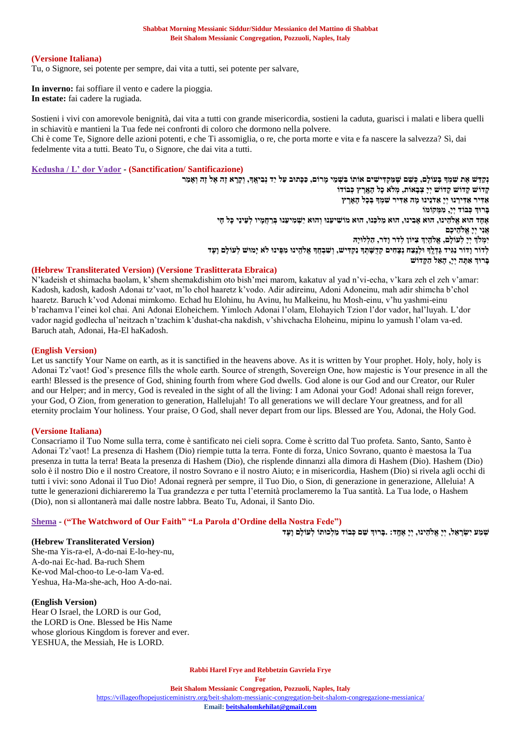**(Versione Italiana)**
Tu, o Signore, sei potente per sempre, dai vita a tutti, sei potente per salvare,

**In inverno:** fai soffiare il vento e cadere la pioggia.
**In estate:** fai cadere la rugiada.

Sostieni i vivi con amorevole benignità, dai vita a tutti con grande misericordia, sostieni la caduta, guarisci i malati e libera quelli in schiavitù e mantieni la Tua fede nei confronti di coloro che dormono nella polvere.
Chi è come Te, Signore delle azioni potenti, e che Ti assomiglia, o re, che porta morte e vita e fa nascere la salvezza? Sì, dai fedelmente vita a tutti. Beato Tu, o Signore, che dai vita a tutti.

## Kedusha / L' dor Vador - (Sanctification/ Santificazione)

נְקַדֵּשׁ אֶת שִׁמְךָ בָּעוֹלָם, כְּשֵׁם שֶׁמַּקְדִּישִׁים אוֹתוֹ בִּשְׁמֵי מָרוֹם, כַּכָּתוּב עַל יַד נְבִיאֶךָ, וְקָרָא זֶה אֶל זֶה וְאָמַר
קָדוֹשׁ קָדוֹשׁ קָדוֹשׁ יְיָ צְבָאוֹת, מְלֹא כָל הָאָרֶץ כְּבוֹדוֹ
אַדִּיר אַדִּירֵנוּ יְיָ אֲדֹנֵינוּ מָה אַדִּיר שִׁמְךָ בְּכָל הָאָרֶץ
בָּרוּךְ כְּבוֹד יְיָ, מִמְּקוֹמוֹ
אֶחָד הוּא אֱלֹהֵינוּ, הוּא אָבִינוּ, הוּא מַלְכֵּנוּ, הוּא מוֹשִׁיעֵנוּ וְהוּא יַשְׁמִיעֵנוּ בְּרַחֲמָיו לְעֵינֵי כָּל חָי
אֲנִי יְיָ אֱלֹהֵיכֶם
יִמְלֹךְ יְיָ לְעוֹלָם, אֱלֹהַיִךְ צִיּוֹן לְדֹר וָדֹר, הַלְלוּיָהּ
לְדוֹר וָדוֹר נַגִּיד גָּדְלֶךָ וּלְנֵצַח נְצָחִים קְדֻשָּׁתְךָ נַקְדִּישׁ, וְשִׁבְחֲךָ אֱלֹהֵינוּ מִפִּינוּ לֹא יָמוּשׁ לְעוֹלָם וָעֶד
בָּרוּךְ אַתָּה יְיָ, הָאֵל הַקָּדוֹשׁ

**(Hebrew Transliterated Version) (Versione Traslitterata Ebraica)**
N'kadeish et shimacha baolam, k'shem shemakdishim oto bish'mei marom, kakatuv al yad n'vi-echa, v'kara zeh el zeh v'amar: Kadosh, kadosh, kadosh Adonai tz'vaot, m'lo chol haaretz k'vodo. Adir adireinu, Adoni Adoneinu, mah adir shimcha b'chol haaretz. Baruch k'vod Adonai mimkomo. Echad hu Elohinu, hu Avinu, hu Malkeinu, hu Mosh-einu, v'hu yashmi-einu b'rachamva l'einei kol chai. Ani Adonai Eloheichem. Yimloch Adonai l'olam, Elohayich Tzion l'dor vador, hal'luyah. L'dor vador nagid godlecha ul'neitzach n'tzachim k'dushat-cha nakdish, v'shivchacha Eloheinu, mipinu lo yamush l'olam va-ed. Baruch atah, Adonai, Ha-El haKadosh.

**(English Version)**
Let us sanctify Your Name on earth, as it is sanctified in the heavens above. As it is written by Your prophet. Holy, holy, holy is Adonai Tz'vaot! God's presence fills the whole earth. Source of strength, Sovereign One, how majestic is Your presence in all the earth! Blessed is the presence of God, shining fourth from where God dwells. God alone is our God and our Creator, our Ruler and our Helper; and in mercy, God is revealed in the sight of all the living: I am Adonai your God! Adonai shall reign forever, your God, O Zion, from generation to generation, Hallelujah! To all generations we will declare Your greatness, and for all eternity proclaim Your holiness. Your praise, O God, shall never depart from our lips. Blessed are You, Adonai, the Holy God.

**(Versione Italiana)**
Consacriamo il Tuo Nome sulla terra, come è santificato nei cieli sopra. Come è scritto dal Tuo profeta. Santo, Santo, Santo è Adonai Tz'vaot! La presenza di Hashem (Dio) riempie tutta la terra. Fonte di forza, Unico Sovrano, quanto è maestosa la Tua presenza in tutta la terra! Beata la presenza di Hashem (Dio), che risplende dinnanzi alla dimora di Hashem (Dio). Hashem (Dio) solo è il nostro Dio e il nostro Creatore, il nostro Sovrano e il nostro Aiuto; e in misericordia, Hashem (Dio) si rivela agli occhi di tutti i vivi: sono Adonai il Tuo Dio! Adonai regnerà per sempre, il Tuo Dio, o Sion, di generazione in generazione, Alleluia! A tutte le generazioni dichiareremo la Tua grandezza e per tutta l'eternità proclameremo la Tua santità. La Tua lode, o Hashem (Dio), non si allontanerà mai dalle nostre labbra. Beato Tu, Adonai, il Santo Dio.

## Shema - ("The Watchword of Our Faith" "La Parola d'Ordine della Nostra Fede")

שְׁמַע יִשְׂרָאֵל, יְיָ אֱלֹהֵינוּ, יְיָ אֶחָד: .בָּרוּךְ שֵׁם כְּבוֹד מַלְכוּתוֹ לְעוֹלָם וָעֶד

**(Hebrew Transliterated Version)**
She-ma Yis-ra-el, A-do-nai E-lo-hey-nu,
A-do-nai Ec-had. Ba-ruch Shem
Ke-vod Mal-choo-to Le-o-lam Va-ed.
Yeshua, Ha-Ma-she-ach, Hoo A-do-nai.

**(English Version)**
Hear O Israel, the LORD is our God,
the LORD is One. Blessed be His Name
whose glorious Kingdom is forever and ever.
YESHUA, the Messiah, He is LORD.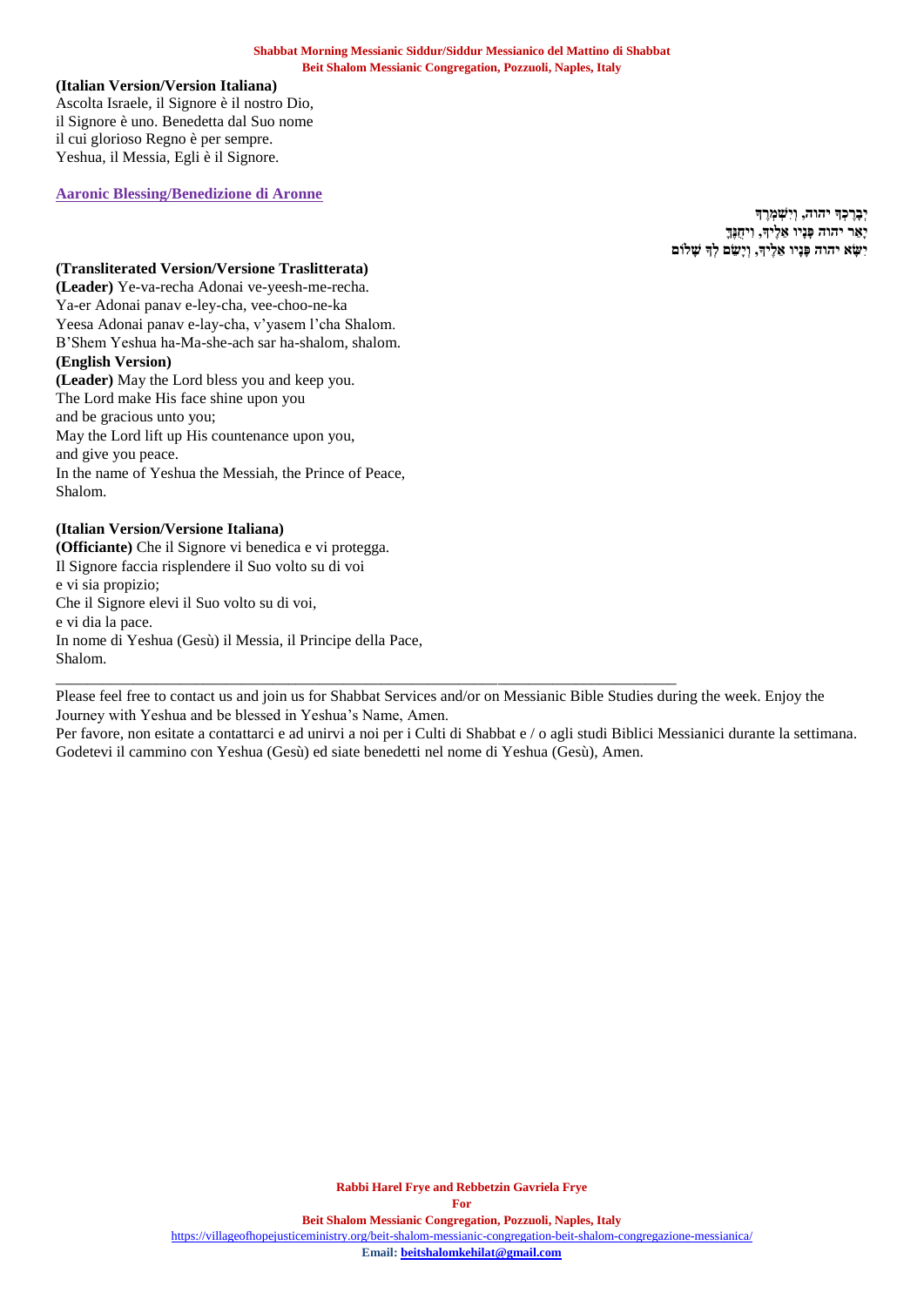**(Italian Version/Version Italiana)**
Ascolta Israele, il Signore è il nostro Dio,
il Signore è uno. Benedetta dal Suo nome
il cui glorioso Regno è per sempre.
Yeshua, il Messia, Egli è il Signore.

## Aaronic Blessing/Benedizione di Aronne

יְבָרֶכְךָ יהוה, וְיִשְׁמְרֶךָ
יָאֵר יהוה פָּנָיו אֵלֶיךָ, וִיחֻנֶּךָּ
יִשָּׂא יהוה פָּנָיו אֵלֶיךָ, וְיָשֵׂם לְךָ שָׁלוֹם

**(Transliterated Version/Versione Traslitterata)**
**(Leader)** Ye-va-recha Adonai ve-yeesh-me-recha.
Ya-er Adonai panav e-ley-cha, vee-choo-ne-ka
Yeesa Adonai panav e-lay-cha, v'yasem l'cha Shalom.
B'Shem Yeshua ha-Ma-she-ach sar ha-shalom, shalom.

**(English Version)**
**(Leader)** May the Lord bless you and keep you.
The Lord make His face shine upon you
and be gracious unto you;
May the Lord lift up His countenance upon you,
and give you peace.
In the name of Yeshua the Messiah, the Prince of Peace,
Shalom.

**(Italian Version/Versione Italiana)**
**(Officiante)** Che il Signore vi benedica e vi protegga.
Il Signore faccia risplendere il Suo volto su di voi
e vi sia propizio;
Che il Signore elevi il Suo volto su di voi,
e vi dia la pace.
In nome di Yeshua (Gesù) il Messia, il Principe della Pace,
Shalom.

---

Please feel free to contact us and join us for Shabbat Services and/or on Messianic Bible Studies during the week. Enjoy the Journey with Yeshua and be blessed in Yeshua's Name, Amen.

Per favore, non esitate a contattarci e ad unirvi a noi per i Culti di Shabbat e / o agli studi Biblici Messianici durante la settimana. Godetevi il cammino con Yeshua (Gesù) ed siate benedetti nel nome di Yeshua (Gesù), Amen.

**Rabbi Harel Frye and Rebbetzin Gavriela Frye**
**For**
**Beit Shalom Messianic Congregation, Pozzuoli, Naples, Italy**
https://villageofhopejusticeministry.org/beit-shalom-messianic-congregation-beit-shalom-congregazione-messianica/
**Email: beitshalomkehilat@gmail.com**